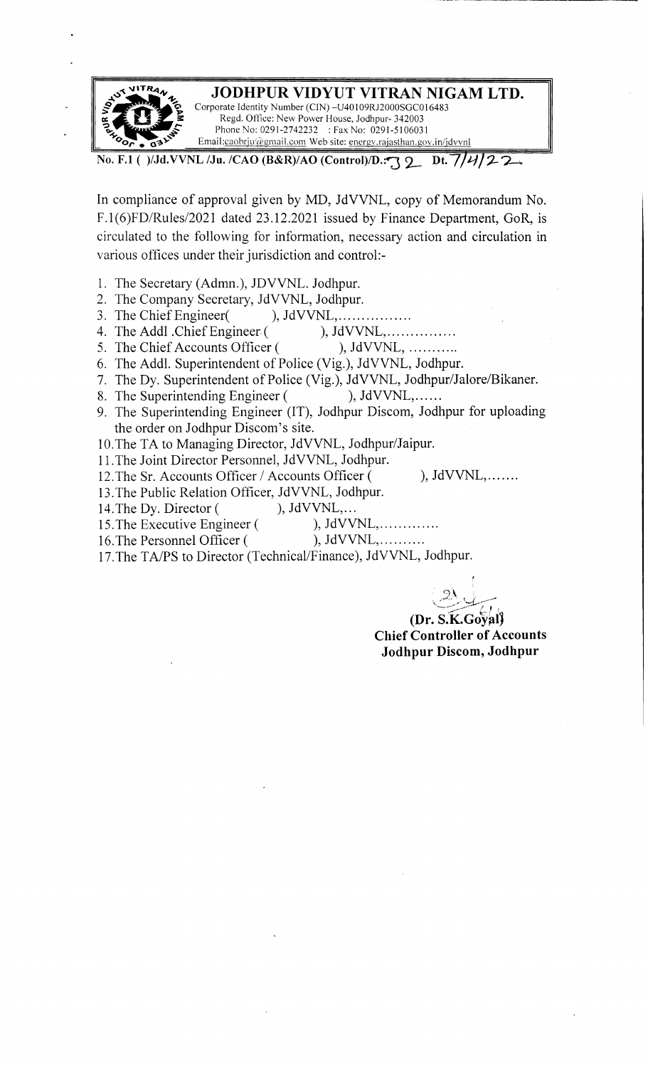# JODHPUR VIDYUT VITRAN NIGAM LTD.

Corporate Identity Number (CIN) –U40109RJ2000SGC016483
Regd. Office: New Power House, Jodhpur- 342003
Phone No: 0291-2742232 : Fax No: 0291-5106031
Email:caobrju@gmail.com Web site: energy.rajasthan.gov.in/jdvvnl

**No. F.1 ( )/Jd.VVNL /Ju. /CAO (B&R)/AO (Control)/D.:32 Dt. 7/4/22**

In compliance of approval given by MD, JdVVNL, copy of Memorandum No. F.1(6)FD/Rules/2021 dated 23.12.2021 issued by Finance Department, GoR, is circulated to the following for information, necessary action and circulation in various offices under their jurisdiction and control:-

1. The Secretary (Admn.), JDVVNL. Jodhpur.
2. The Company Secretary, JdVVNL, Jodhpur.
3. The Chief Engineer( ), JdVVNL,................
4. The Addl .Chief Engineer ( ), JdVVNL,...............
5. The Chief Accounts Officer ( ), JdVVNL, ...........
6. The Addl. Superintendent of Police (Vig.), JdVVNL, Jodhpur.
7. The Dy. Superintendent of Police (Vig.), JdVVNL, Jodhpur/Jalore/Bikaner.
8. The Superintending Engineer ( ), JdVVNL,......
9. The Superintending Engineer (IT), Jodhpur Discom, Jodhpur for uploading the order on Jodhpur Discom's site.
10. The TA to Managing Director, JdVVNL, Jodhpur/Jaipur.
11. The Joint Director Personnel, JdVVNL, Jodhpur.
12. The Sr. Accounts Officer / Accounts Officer ( ), JdVVNL,.......
13. The Public Relation Officer, JdVVNL, Jodhpur.
14. The Dy. Director ( ), JdVVNL,...
15. The Executive Engineer ( ), JdVVNL,.............
16. The Personnel Officer ( ), JdVVNL,..........
17. The TA/PS to Director (Technical/Finance), JdVVNL, Jodhpur.

**(Dr. S.K.Goyal)**
**Chief Controller of Accounts**
**Jodhpur Discom, Jodhpur**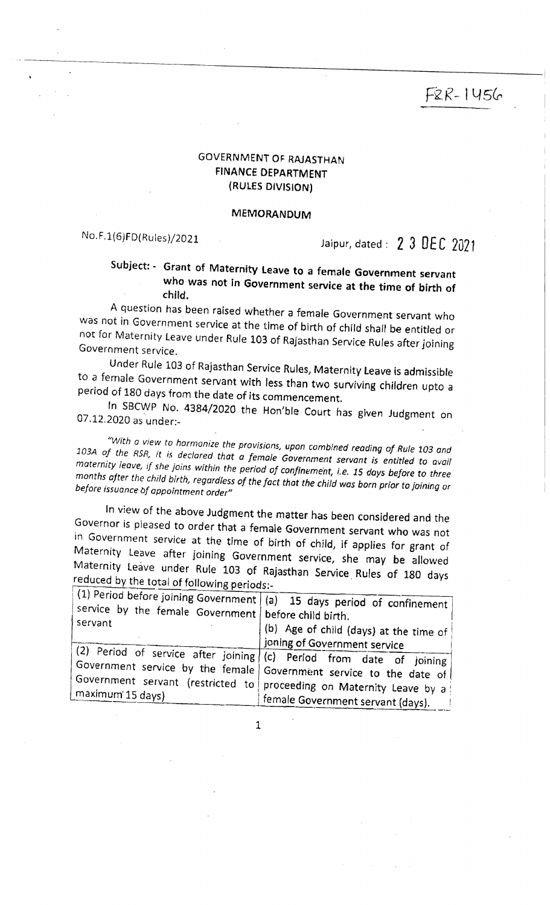F&R-1456

**GOVERNMENT OF RAJASTHAN**
**FINANCE DEPARTMENT**
**(RULES DIVISION)**

**MEMORANDUM**

No.F.1(6)FD(Rules)/2021 Jaipur, dated : 23 DEC 2021

**Subject: - Grant of Maternity Leave to a female Government servant who was not in Government service at the time of birth of child.**

A question has been raised whether a female Government servant who was not in Government service at the time of birth of child shall be entitled or not for Maternity Leave under Rule 103 of Rajasthan Service Rules after joining Government service.

Under Rule 103 of Rajasthan Service Rules, Maternity Leave is admissible to a female Government servant with less than two surviving children upto a period of 180 days from the date of its commencement.

In SBCWP No. 4384/2020 the Hon'ble Court has given Judgment on 07.12.2020 as under:-

*"With a view to harmonize the provisions, upon combined reading of Rule 103 and 103A of the RSR, it is declared that a female Government servant is entitled to avail maternity leave, if she joins within the period of confinement, i.e. 15 days before to three months after the child birth, regardless of the fact that the child was born prior to joining or before issuance of appointment order"*

In view of the above Judgment the matter has been considered and the Governor is pleased to order that a female Government servant who was not in Government service at the time of birth of child, if applies for grant of Maternity Leave after joining Government service, she may be allowed Maternity Leave under Rule 103 of Rajasthan Service Rules of 180 days reduced by the total of following periods:-

| | |
|---|---|
| (1) Period before joining Government service by the female Government servant | (a) 15 days period of confinement before child birth.<br>(b) Age of child (days) at the time of joining of Government service |
| (2) Period of service after joining Government service by the female Government servant (restricted to maximum 15 days) | (c) Period from date of joining Government service to the date of proceeding on Maternity Leave by a female Government servant (days). |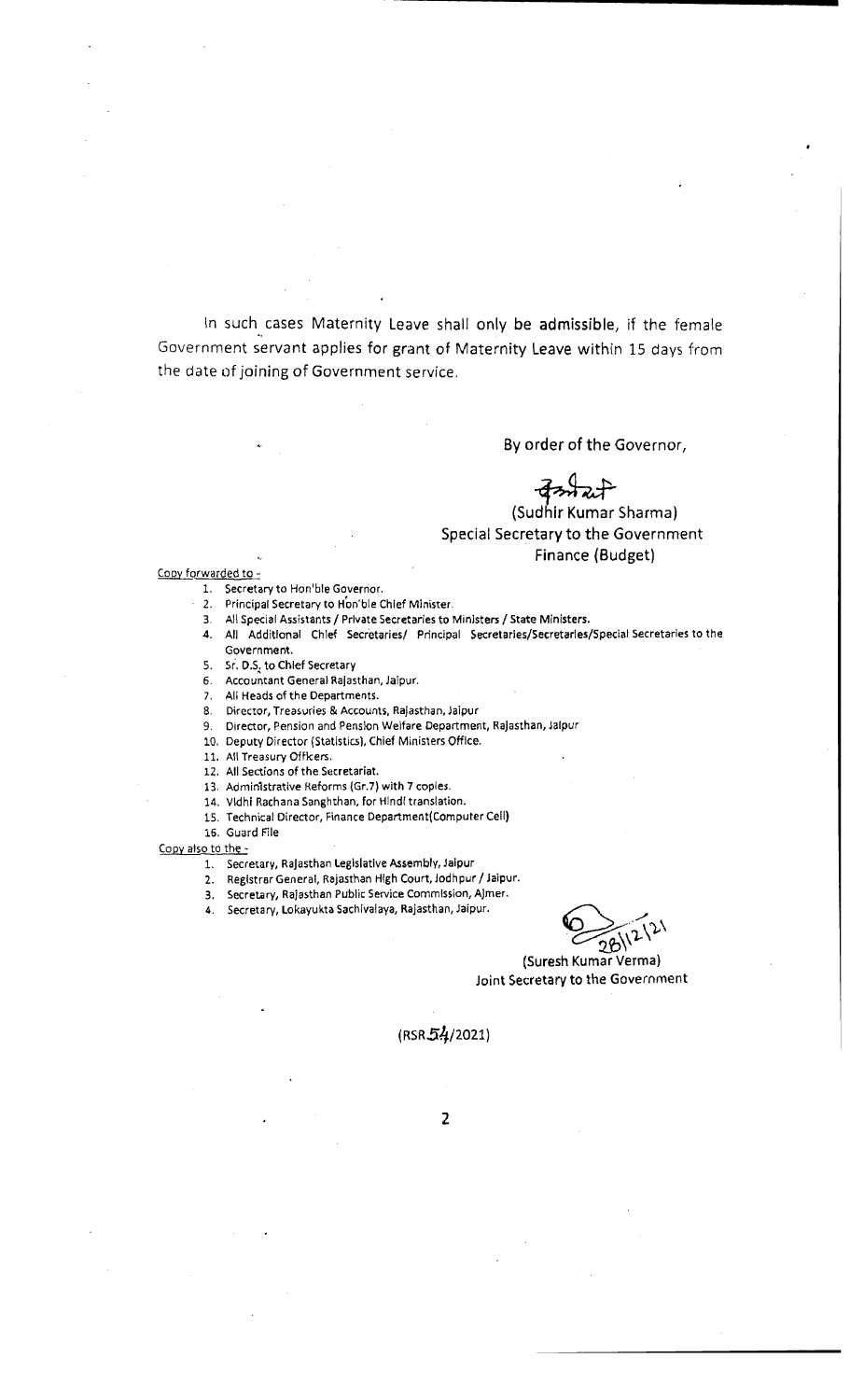In such cases Maternity Leave shall only be admissible, if the female Government servant applies for grant of Maternity Leave within 15 days from the date of joining of Government service.

By order of the Governor,

(Sudhir Kumar Sharma)
Special Secretary to the Government
Finance (Budget)

Copy forwarded to -

1. Secretary to Hon'ble Governor.
2. Principal Secretary to Hon'ble Chief Minister.
3. All Special Assistants / Private Secretaries to Ministers / State Ministers.
4. All Additional Chief Secretaries/ Principal Secretaries/Secretaries/Special Secretaries to the Government.
5. Sr. D.S. to Chief Secretary
6. Accountant General Rajasthan, Jaipur.
7. All Heads of the Departments.
8. Director, Treasuries & Accounts, Rajasthan, Jaipur
9. Director, Pension and Pension Welfare Department, Rajasthan, Jaipur
10. Deputy Director (Statistics), Chief Ministers Office.
11. All Treasury Officers.
12. All Sections of the Secretariat.
13. Administrative Reforms (Gr.7) with 7 copies.
14. Vidhi Rachana Sanghthan, for Hindi translation.
15. Technical Director, Finance Department(Computer Cell)
16. Guard File

Copy also to the -

1. Secretary, Rajasthan Legislative Assembly, Jaipur
2. Registrar General, Rajasthan High Court, Jodhpur / Jaipur.
3. Secretary, Rajasthan Public Service Commission, Ajmer.
4. Secretary, Lokayukta Sachivalaya, Rajasthan, Jaipur.

28/12/21

(Suresh Kumar Verma)
Joint Secretary to the Government

(RSR 54/2021)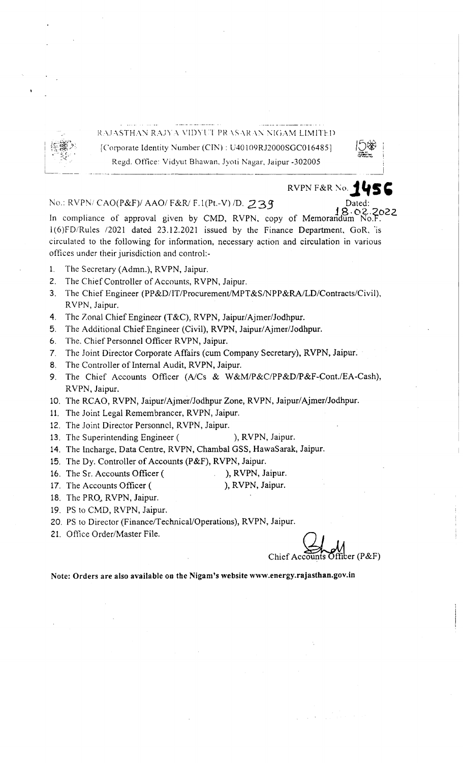RAJASTHAN RAJYA VIDYUT PRASARAN NIGAM LIMITED

[Corporate Identity Number (CIN) : U40109RJ2000SGC016485]

Regd. Office: Vidyut Bhawan, Jyoti Nagar, Jaipur -302005

RVPN F&R No. **1456**

No.: RVPN/ CAO(P&F)/ AAO/ F&R/ F.1(Pt.-V) /D. 239 Dated: 18.02.2022

In compliance of approval given by CMD, RVPN, copy of Memorandum No.F. 1(6)FD/Rules /2021 dated 23.12.2021 issued by the Finance Department, GoR, is circulated to the following for information, necessary action and circulation in various offices under their jurisdiction and control:-

1. The Secretary (Admn.), RVPN, Jaipur.
2. The Chief Controller of Accounts, RVPN, Jaipur.
3. The Chief Engineer (PP&D/IT/Procurement/MPT&S/NPP&RA/LD/Contracts/Civil), RVPN, Jaipur.
4. The Zonal Chief Engineer (T&C), RVPN, Jaipur/Ajmer/Jodhpur.
5. The Additional Chief Engineer (Civil), RVPN, Jaipur/Ajmer/Jodhpur.
6. The. Chief Personnel Officer RVPN, Jaipur.
7. The Joint Director Corporate Affairs (cum Company Secretary), RVPN, Jaipur.
8. The Controller of Internal Audit, RVPN, Jaipur.
9. The Chief Accounts Officer (A/Cs & W&M/P&C/PP&D/P&F-Cont./EA-Cash), RVPN, Jaipur.
10. The RCAO, RVPN, Jaipur/Ajmer/Jodhpur Zone, RVPN, Jaipur/Ajmer/Jodhpur.
11. The Joint Legal Remembrancer, RVPN, Jaipur.
12. The Joint Director Personnel, RVPN, Jaipur.
13. The Superintending Engineer (   ), RVPN, Jaipur.
14. The Incharge, Data Centre, RVPN, Chambal GSS, HawaSarak, Jaipur.
15. The Dy. Controller of Accounts (P&F), RVPN, Jaipur.
16. The Sr. Accounts Officer (   ), RVPN, Jaipur.
17. The Accounts Officer (   ), RVPN, Jaipur.
18. The PRO, RVPN, Jaipur.
19. PS to CMD, RVPN, Jaipur.
20. PS to Director (Finance/Technical/Operations), RVPN, Jaipur.
21. Office Order/Master File.

Chief Accounts Officer (P&F)

**Note: Orders are also available on the Nigam's website www.energy.rajasthan.gov.in**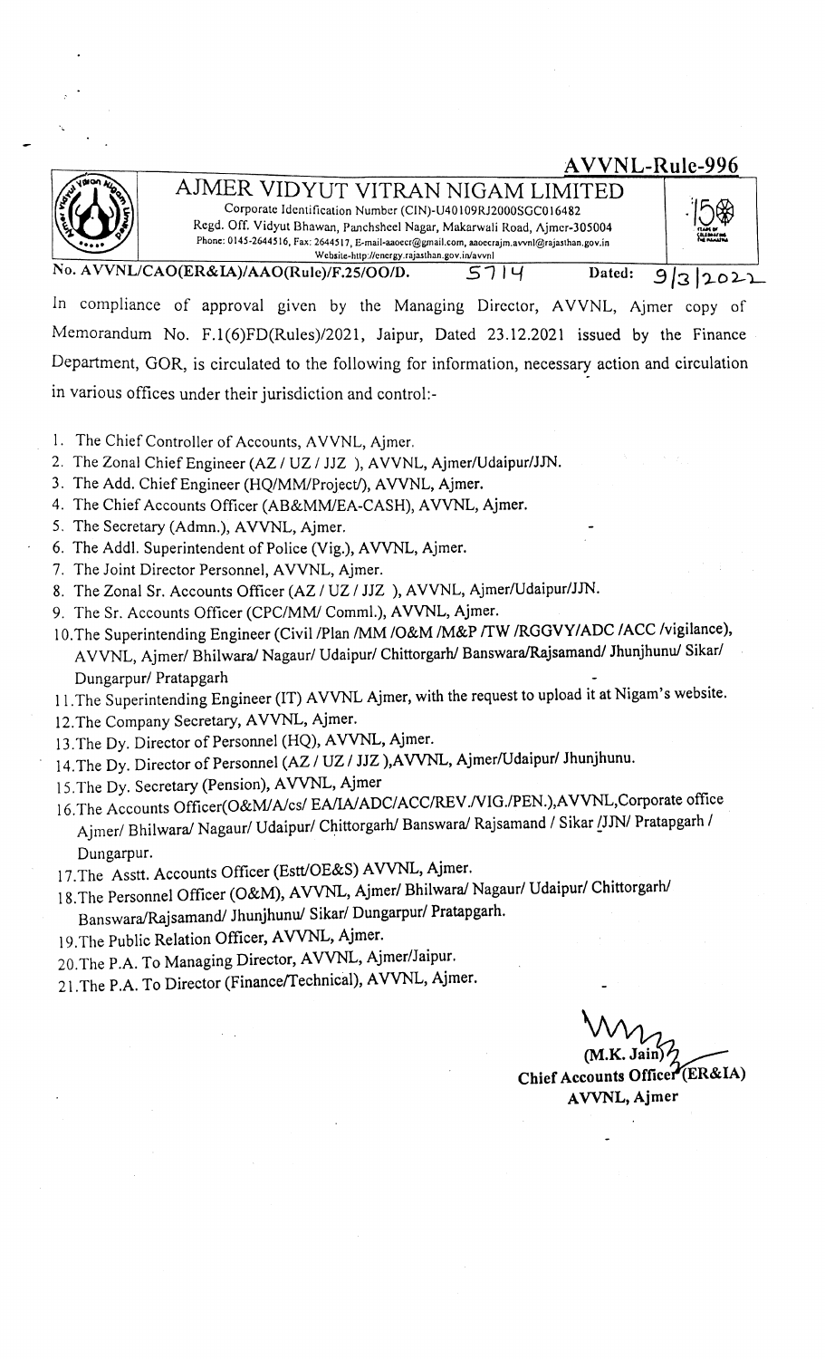AVVNL-Rule-996

# AJMER VIDYUT VITRAN NIGAM LIMITED

Corporate Identification Number (CIN)-U40109RJ2000SGC016482
Regd. Off. Vidyut Bhawan, Panchsheel Nagar, Makarwali Road, Ajmer-305004
Phone: 0145-2644516, Fax: 2644517, E-mail-aaoecr@gmail.com, aaoecrajm.avvnl@rajasthan.gov.in
Website-http://energy.rajasthan.gov.in/avvnl

No. AVVNL/CAO(ER&IA)/AAO(Rule)/F.25/OO/D. 5714 Dated: 9/3/2022

In compliance of approval given by the Managing Director, AVVNL, Ajmer copy of Memorandum No. F.1(6)FD(Rules)/2021, Jaipur, Dated 23.12.2021 issued by the Finance Department, GOR, is circulated to the following for information, necessary action and circulation in various offices under their jurisdiction and control:-

1. The Chief Controller of Accounts, AVVNL, Ajmer.
2. The Zonal Chief Engineer (AZ / UZ / JJZ ), AVVNL, Ajmer/Udaipur/JJN.
3. The Add. Chief Engineer (HQ/MM/Project/), AVVNL, Ajmer.
4. The Chief Accounts Officer (AB&MM/EA-CASH), AVVNL, Ajmer.
5. The Secretary (Admn.), AVVNL, Ajmer.
6. The Addl. Superintendent of Police (Vig.), AVVNL, Ajmer.
7. The Joint Director Personnel, AVVNL, Ajmer.
8. The Zonal Sr. Accounts Officer (AZ / UZ / JJZ ), AVVNL, Ajmer/Udaipur/JJN.
9. The Sr. Accounts Officer (CPC/MM/ Comml.), AVVNL, Ajmer.
10. The Superintending Engineer (Civil /Plan /MM /O&M /M&P /TW /RGGVY/ADC /ACC /vigilance), AVVNL, Ajmer/ Bhilwara/ Nagaur/ Udaipur/ Chittorgarh/ Banswara/Rajsamand/ Jhunjhunu/ Sikar/ Dungarpur/ Pratapgarh
11. The Superintending Engineer (IT) AVVNL Ajmer, with the request to upload it at Nigam's website.
12. The Company Secretary, AVVNL, Ajmer.
13. The Dy. Director of Personnel (HQ), AVVNL, Ajmer.
14. The Dy. Director of Personnel (AZ / UZ / JJZ ),AVVNL, Ajmer/Udaipur/ Jhunjhunu.
15. The Dy. Secretary (Pension), AVVNL, Ajmer
16. The Accounts Officer(O&M/A/cs/ EA/IA/ADC/ACC/REV./VIG./PEN.),AVVNL,Corporate office Ajmer/ Bhilwara/ Nagaur/ Udaipur/ Chittorgarh/ Banswara/ Rajsamand / Sikar /JJN/ Pratapgarh / Dungarpur.
17. The Asstt. Accounts Officer (Estt/OE&S) AVVNL, Ajmer.
18. The Personnel Officer (O&M), AVVNL, Ajmer/ Bhilwara/ Nagaur/ Udaipur/ Chittorgarh/ Banswara/Rajsamand/ Jhunjhunu/ Sikar/ Dungarpur/ Pratapgarh.
19. The Public Relation Officer, AVVNL, Ajmer.
20. The P.A. To Managing Director, AVVNL, Ajmer/Jaipur.
21. The P.A. To Director (Finance/Technical), AVVNL, Ajmer.

(M.K. Jain)
**Chief Accounts Officer (ER&IA)**
**AVVNL, Ajmer**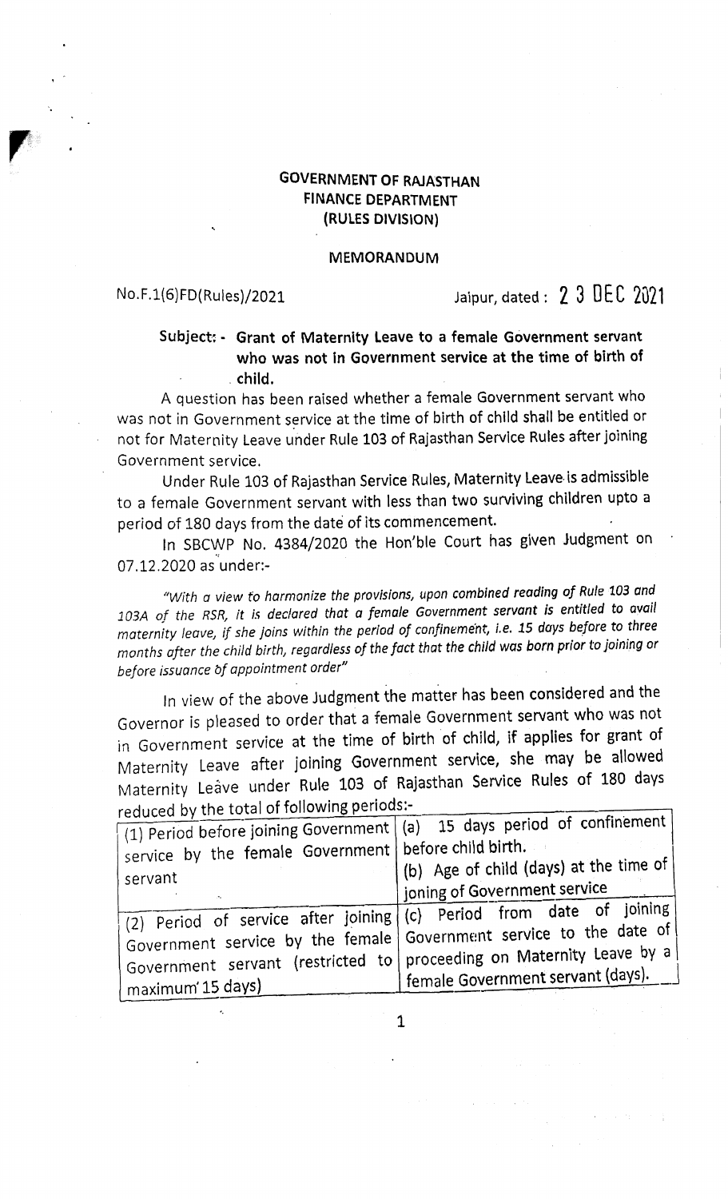**GOVERNMENT OF RAJASTHAN**
**FINANCE DEPARTMENT**
**(RULES DIVISION)**

**MEMORANDUM**

No.F.1(6)FD(Rules)/2021 Jaipur, dated : 23 DEC 2021

**Subject: - Grant of Maternity Leave to a female Government servant who was not in Government service at the time of birth of child.**

A question has been raised whether a female Government servant who was not in Government service at the time of birth of child shall be entitled or not for Maternity Leave under Rule 103 of Rajasthan Service Rules after joining Government service.

Under Rule 103 of Rajasthan Service Rules, Maternity Leave is admissible to a female Government servant with less than two surviving children upto a period of 180 days from the date of its commencement.

In SBCWP No. 4384/2020 the Hon'ble Court has given Judgment on 07.12.2020 as under:-

*"With a view to harmonize the provisions, upon combined reading of Rule 103 and 103A of the RSR, it is declared that a female Government servant is entitled to avail maternity leave, if she joins within the period of confinement, i.e. 15 days before to three months after the child birth, regardless of the fact that the child was born prior to joining or before issuance of appointment order"*

In view of the above Judgment the matter has been considered and the Governor is pleased to order that a female Government servant who was not in Government service at the time of birth of child, if applies for grant of Maternity Leave after joining Government service, she may be allowed Maternity Leave under Rule 103 of Rajasthan Service Rules of 180 days reduced by the total of following periods:-

| | |
|---|---|
| (1) Period before joining Government service by the female Government servant | (a) 15 days period of confinement before child birth.<br>(b) Age of child (days) at the time of joining of Government service |
| (2) Period of service after joining Government service by the female Government servant (restricted to maximum 15 days) | (c) Period from date of joining Government service to the date of proceeding on Maternity Leave by a female Government servant (days). |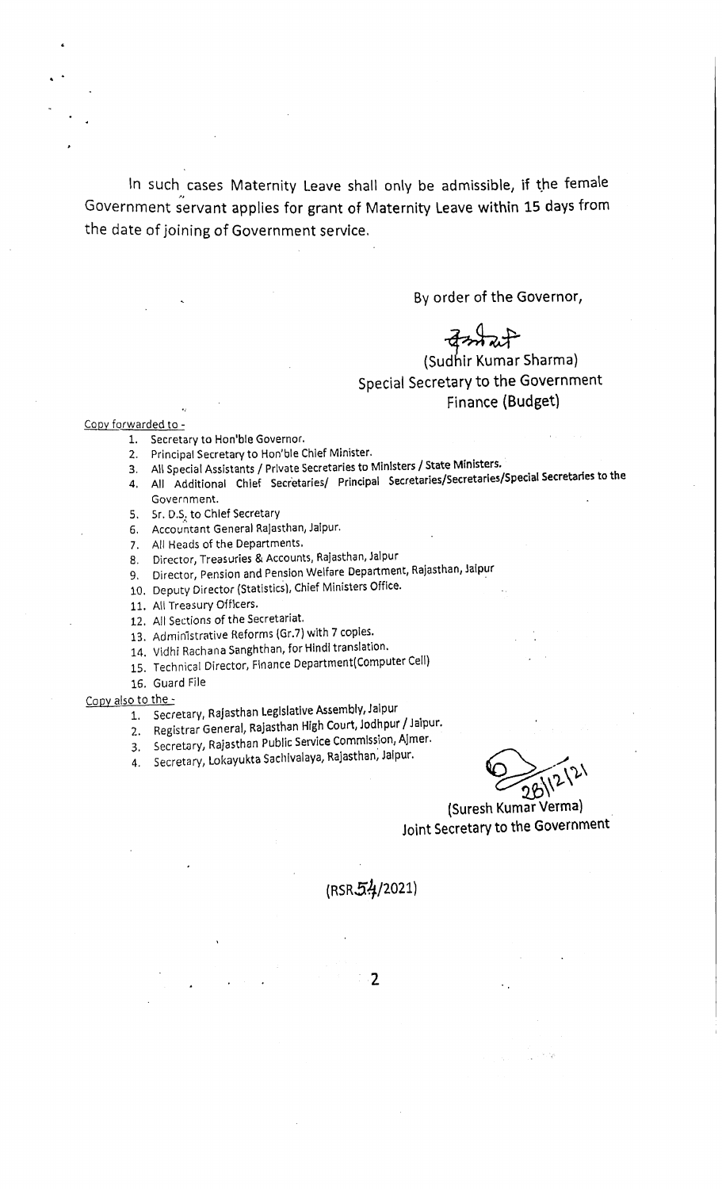In such cases Maternity Leave shall only be admissible, if the female Government servant applies for grant of Maternity Leave within 15 days from the date of joining of Government service.

By order of the Governor,

(Sudhir Kumar Sharma)
Special Secretary to the Government
Finance (Budget)

Copy forwarded to -

1. Secretary to Hon'ble Governor.
2. Principal Secretary to Hon'ble Chief Minister.
3. All Special Assistants / Private Secretaries to Ministers / State Ministers.
4. All Additional Chief Secretaries/ Principal Secretaries/Secretaries/Special Secretaries to the Government.
5. Sr. D.S. to Chief Secretary
6. Accountant General Rajasthan, Jaipur.
7. All Heads of the Departments.
8. Director, Treasuries & Accounts, Rajasthan, Jaipur
9. Director, Pension and Pension Welfare Department, Rajasthan, Jaipur
10. Deputy Director (Statistics), Chief Ministers Office.
11. All Treasury Officers.
12. All Sections of the Secretariat.
13. Administrative Reforms (Gr.7) with 7 copies.
14. Vidhi Rachana Sanghthan, for Hindi translation.
15. Technical Director, Finance Department(Computer Cell)
16. Guard File

Copy also to the -

1. Secretary, Rajasthan Legislative Assembly, Jaipur
2. Registrar General, Rajasthan High Court, Jodhpur / Jaipur.
3. Secretary, Rajasthan Public Service Commission, Ajmer.
4. Secretary, Lokayukta Sachivalaya, Rajasthan, Jaipur.

28/12/21

(Suresh Kumar Verma)
Joint Secretary to the Government

(RSR.54/2021)